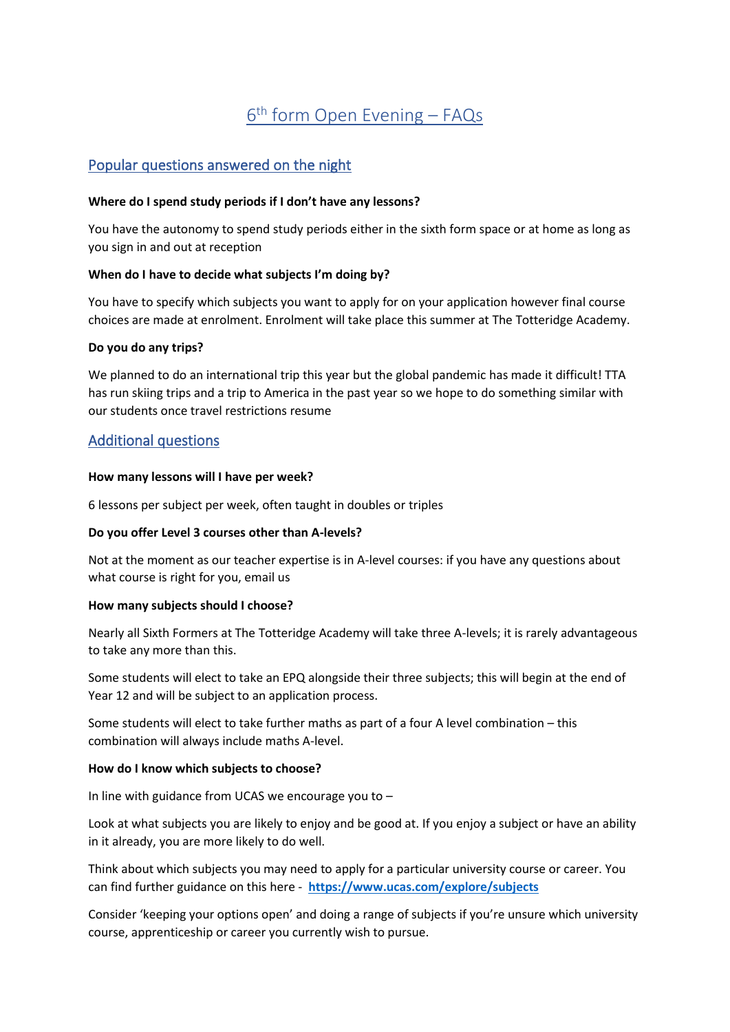# 6th form Open Evening – FAQs

## Popular questions answered on the night

**Where do I spend study periods if I don't have any lessons?**

You have the autonomy to spend study periods either in the sixth form space or at home as long as you sign in and out at reception

**When do I have to decide what subjects I'm doing by?**

You have to specify which subjects you want to apply for on your application however final course choices are made at enrolment. Enrolment will take place this summer at The Totteridge Academy.

**Do you do any trips?**

We planned to do an international trip this year but the global pandemic has made it difficult! TTA has run skiing trips and a trip to America in the past year so we hope to do something similar with our students once travel restrictions resume

## Additional questions

**How many lessons will I have per week?**

6 lessons per subject per week, often taught in doubles or triples

**Do you offer Level 3 courses other than A-levels?**

Not at the moment as our teacher expertise is in A-level courses: if you have any questions about what course is right for you, email us

**How many subjects should I choose?**

Nearly all Sixth Formers at The Totteridge Academy will take three A-levels; it is rarely advantageous to take any more than this.

Some students will elect to take an EPQ alongside their three subjects; this will begin at the end of Year 12 and will be subject to an application process.

Some students will elect to take further maths as part of a four A level combination – this combination will always include maths A-level.

**How do I know which subjects to choose?**

In line with guidance from UCAS we encourage you to –

Look at what subjects you are likely to enjoy and be good at. If you enjoy a subject or have an ability in it already, you are more likely to do well.

Think about which subjects you may need to apply for a particular university course or career. You can find further guidance on this here - **https://www.ucas.com/explore/subjects**

Consider 'keeping your options open' and doing a range of subjects if you're unsure which university course, apprenticeship or career you currently wish to pursue.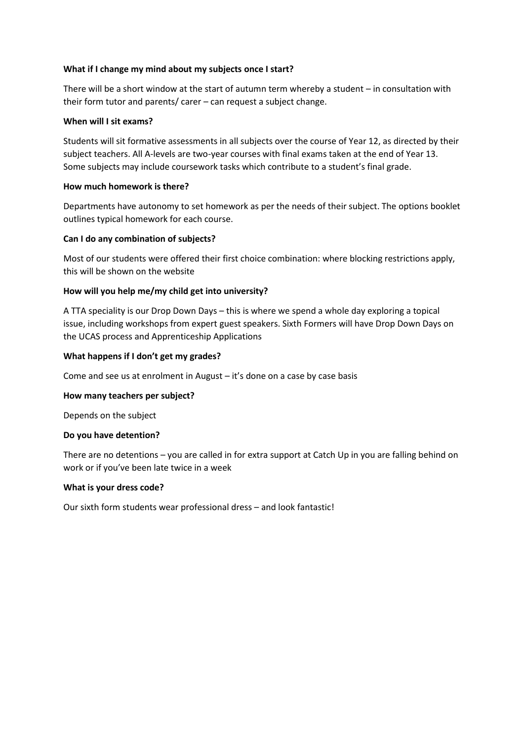**What if I change my mind about my subjects once I start?**

There will be a short window at the start of autumn term whereby a student – in consultation with their form tutor and parents/ carer – can request a subject change.

**When will I sit exams?**

Students will sit formative assessments in all subjects over the course of Year 12, as directed by their subject teachers. All A-levels are two-year courses with final exams taken at the end of Year 13. Some subjects may include coursework tasks which contribute to a student's final grade.

**How much homework is there?**

Departments have autonomy to set homework as per the needs of their subject. The options booklet outlines typical homework for each course.

**Can I do any combination of subjects?**

Most of our students were offered their first choice combination: where blocking restrictions apply, this will be shown on the website

**How will you help me/my child get into university?**

A TTA speciality is our Drop Down Days – this is where we spend a whole day exploring a topical issue, including workshops from expert guest speakers. Sixth Formers will have Drop Down Days on the UCAS process and Apprenticeship Applications

**What happens if I don't get my grades?**

Come and see us at enrolment in August – it's done on a case by case basis

**How many teachers per subject?**

Depends on the subject

**Do you have detention?**

There are no detentions – you are called in for extra support at Catch Up in you are falling behind on work or if you've been late twice in a week

**What is your dress code?**

Our sixth form students wear professional dress – and look fantastic!